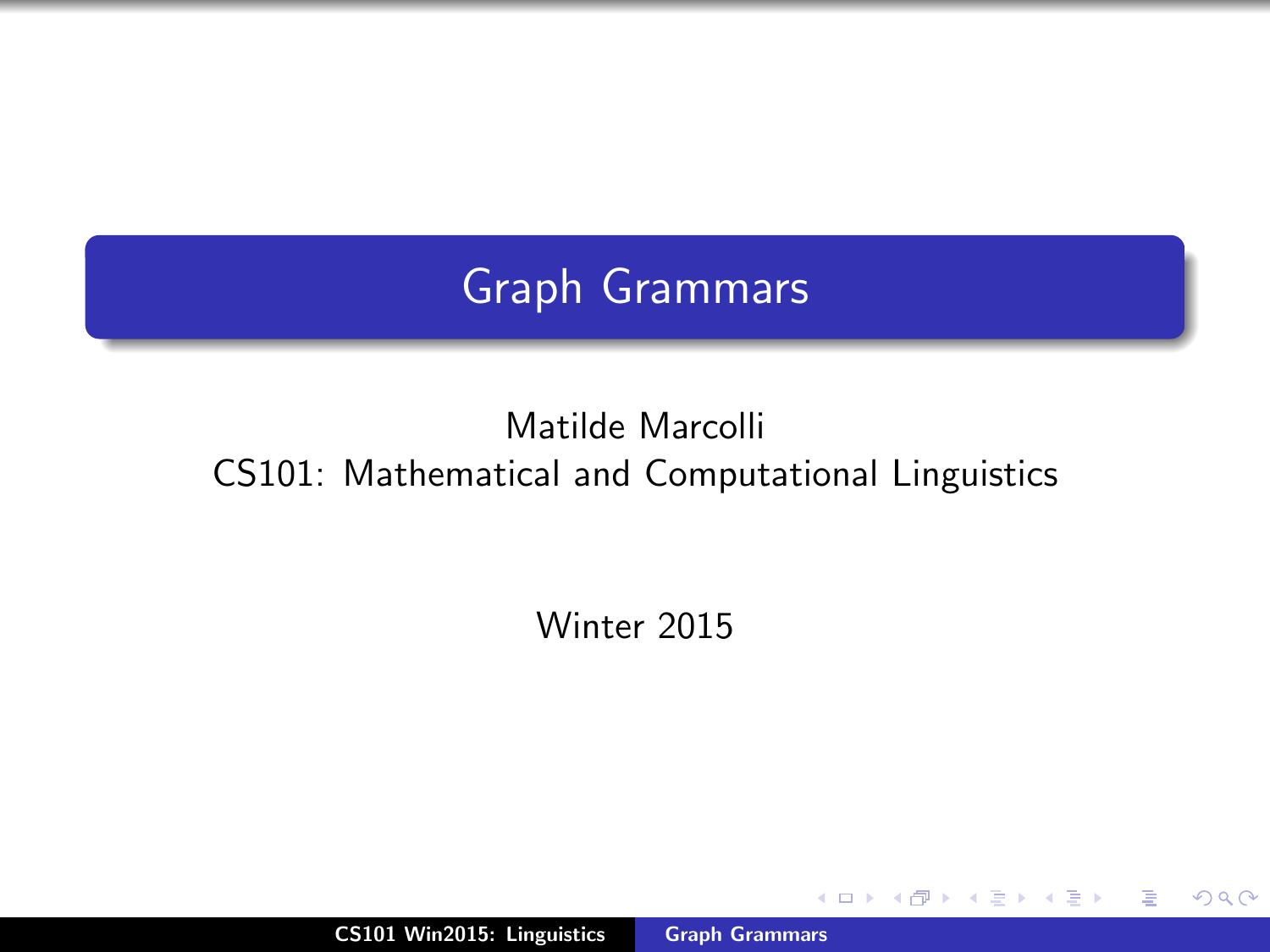# Graph Grammars

Matilde Marcolli

CS101: Mathematical and Computational Linguistics

Winter 2015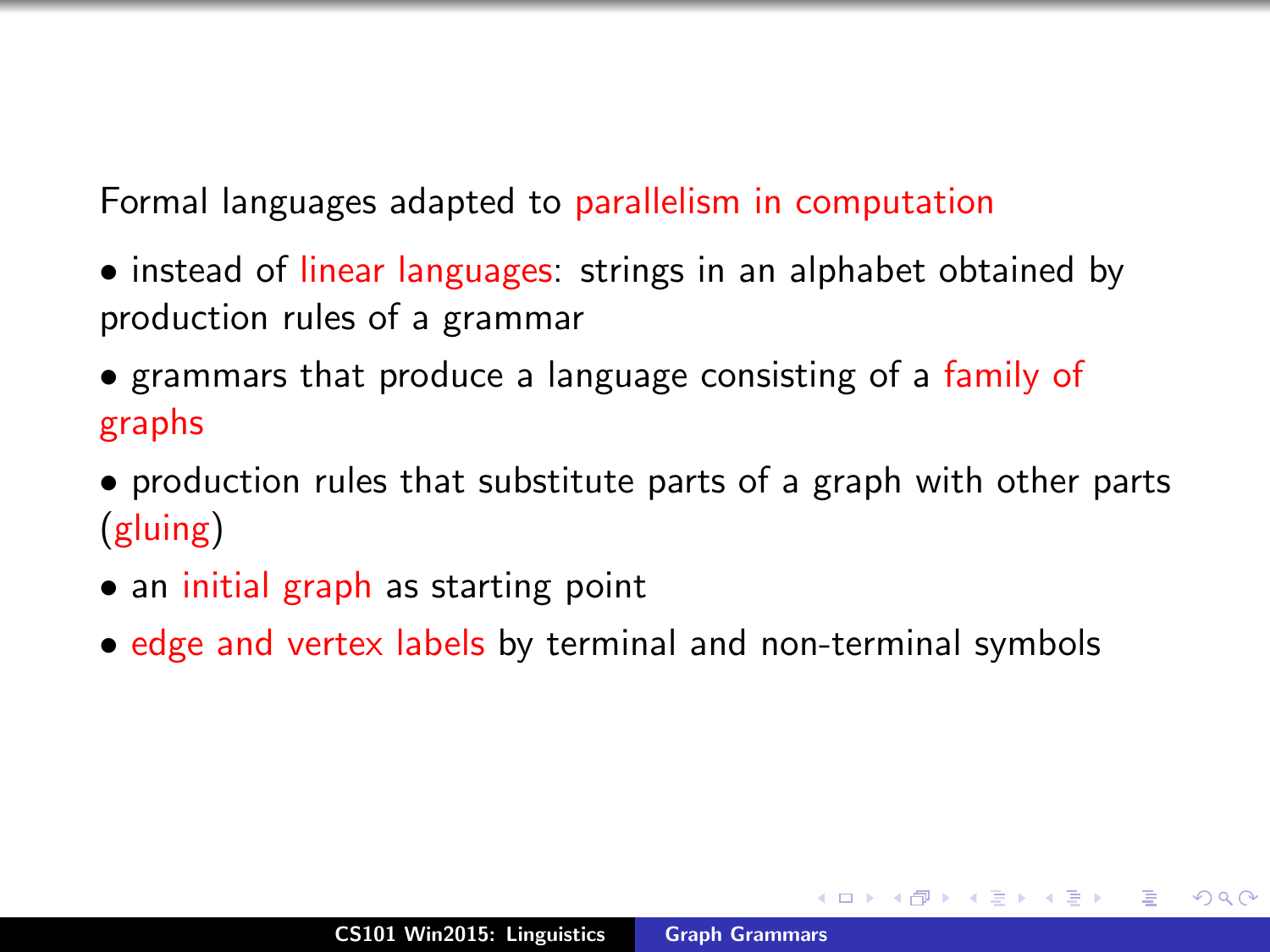Formal languages adapted to parallelism in computation

- instead of linear languages: strings in an alphabet obtained by production rules of a grammar
- grammars that produce a language consisting of a family of graphs
- production rules that substitute parts of a graph with other parts (gluing)
- an initial graph as starting point
- edge and vertex labels by terminal and non-terminal symbols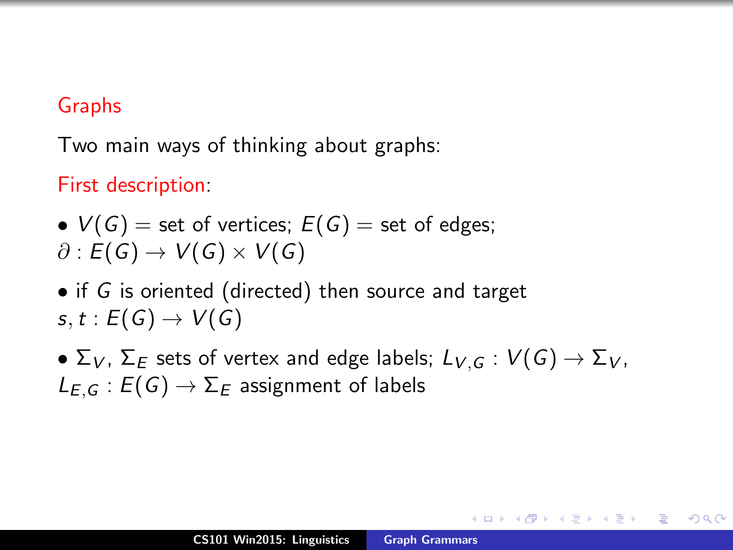## Graphs

Two main ways of thinking about graphs:

**First description**:

- $V(G)$ = set of vertices; $E(G)$ = set of edges; $\partial : E(G) \to V(G) \times V(G)$
- if $G$ is oriented (directed) then source and target $s, t : E(G) \to V(G)$
- $\Sigma_V$, $\Sigma_E$ sets of vertex and edge labels; $L_{V,G} : V(G) \to \Sigma_V$, $L_{E,G} : E(G) \to \Sigma_E$ assignment of labels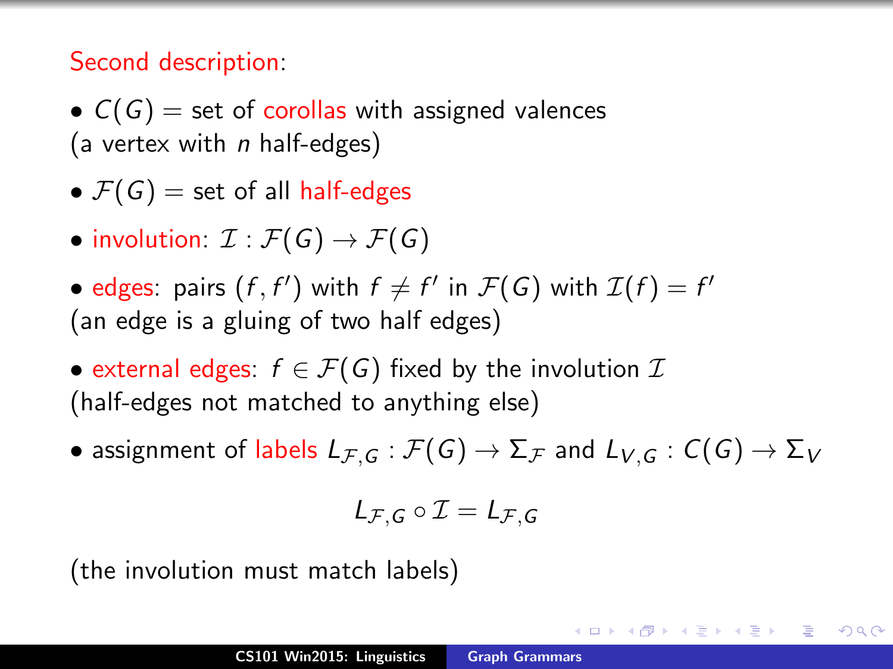Second description:

- $C(G)$ = set of corollas with assigned valences
(a vertex with $n$ half-edges)

- $\mathcal{F}(G)$ = set of all half-edges

- involution: $\mathcal{I} : \mathcal{F}(G) \to \mathcal{F}(G)$

- edges: pairs $(f, f')$ with $f \neq f'$ in $\mathcal{F}(G)$ with $\mathcal{I}(f) = f'$
(an edge is a gluing of two half edges)

- external edges: $f \in \mathcal{F}(G)$ fixed by the involution $\mathcal{I}$
(half-edges not matched to anything else)

- assignment of labels $L_{\mathcal{F},G} : \mathcal{F}(G) \to \Sigma_{\mathcal{F}}$ and $L_{V,G} : C(G) \to \Sigma_V$

$$L_{\mathcal{F},G} \circ \mathcal{I} = L_{\mathcal{F},G}$$

(the involution must match labels)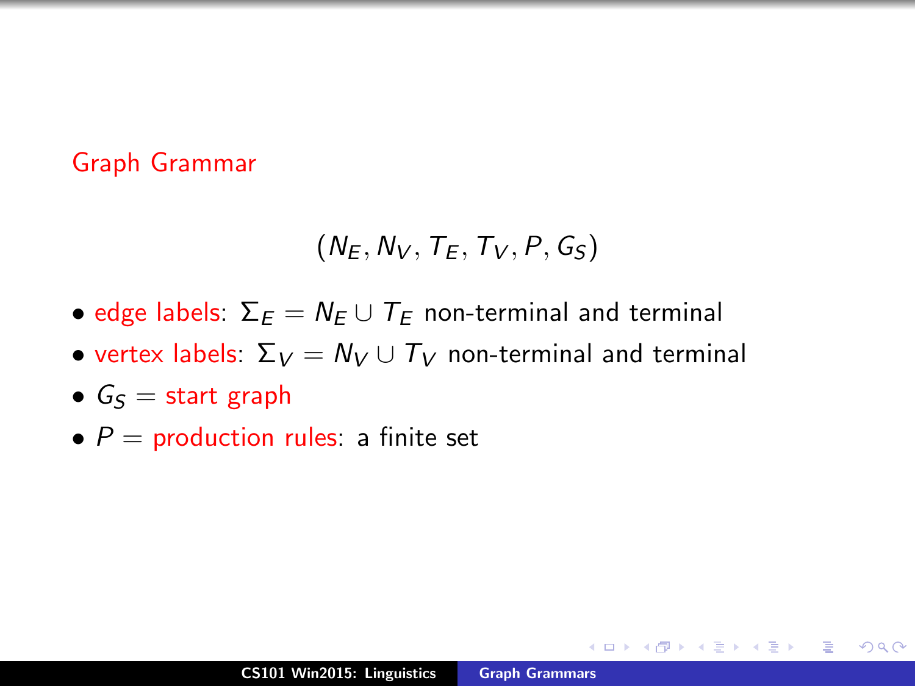## Graph Grammar

$$(N_E, N_V, T_E, T_V, P, G_S)$$

- edge labels: $\Sigma_E = N_E \cup T_E$ non-terminal and terminal
- vertex labels: $\Sigma_V = N_V \cup T_V$ non-terminal and terminal
- $G_S$ = start graph
- $P$ = production rules: a finite set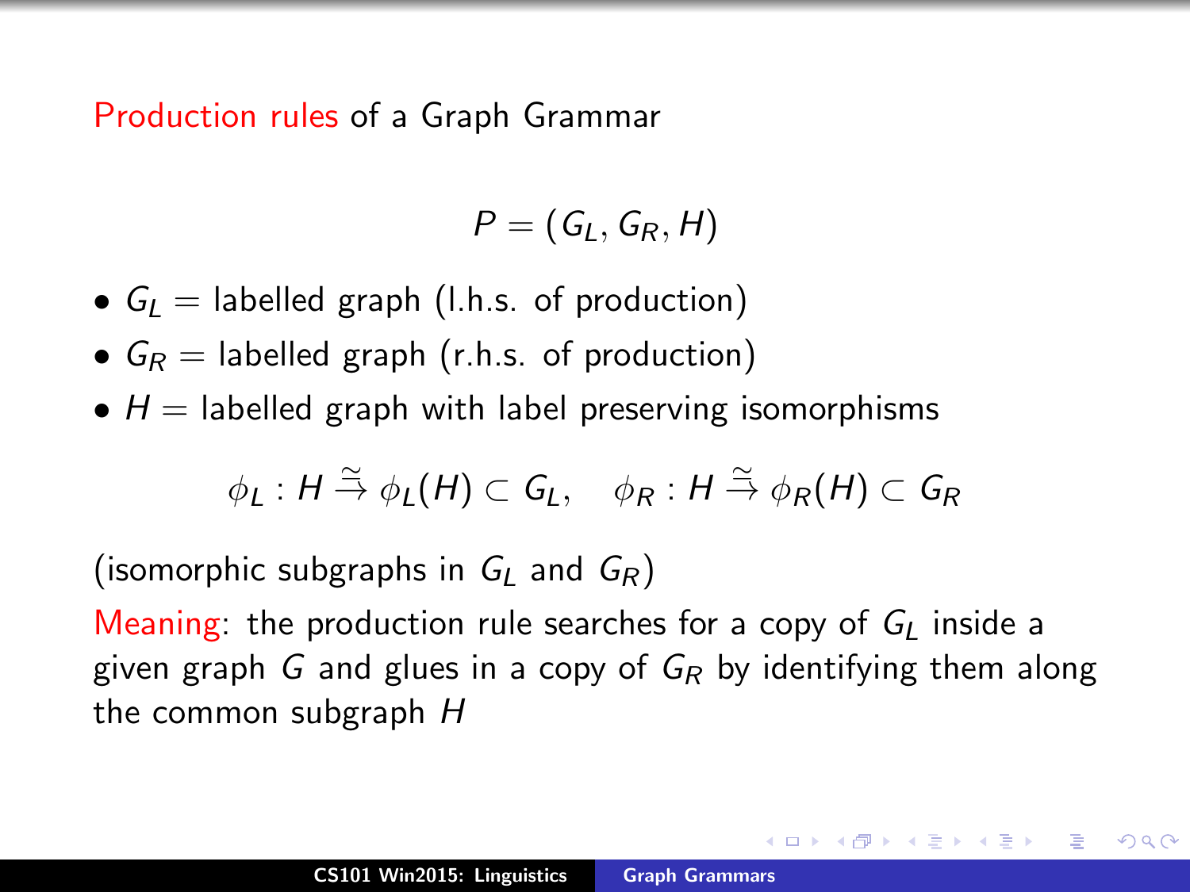Production rules of a Graph Grammar

$$P = (G_L, G_R, H)$$

- $G_L$ = labelled graph (l.h.s. of production)
- $G_R$ = labelled graph (r.h.s. of production)
- $H$ = labelled graph with label preserving isomorphisms

$$\phi_L : H \stackrel{\simeq}{\to} \phi_L(H) \subset G_L, \quad \phi_R : H \stackrel{\simeq}{\to} \phi_R(H) \subset G_R$$

(isomorphic subgraphs in $G_L$ and $G_R$)

Meaning: the production rule searches for a copy of $G_L$ inside a given graph $G$ and glues in a copy of $G_R$ by identifying them along the common subgraph $H$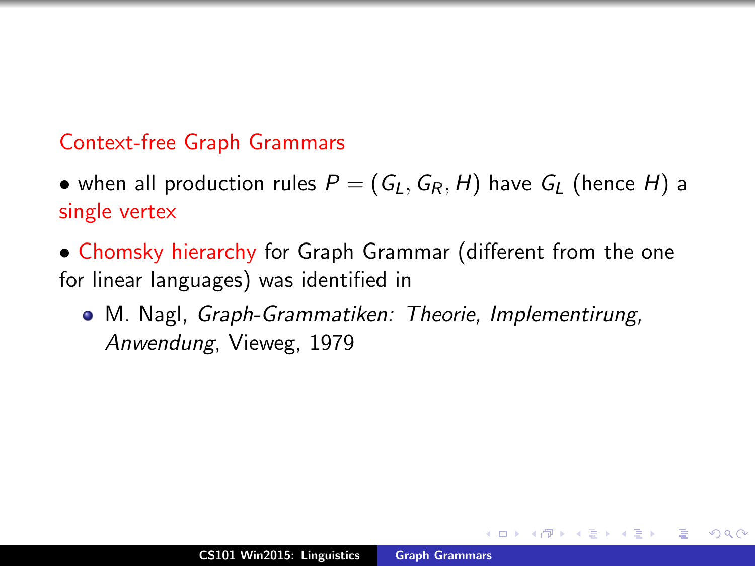## Context-free Graph Grammars

- when all production rules $P = (G_L, G_R, H)$ have $G_L$ (hence $H$) a single vertex
- Chomsky hierarchy for Graph Grammar (different from the one for linear languages) was identified in
  - M. Nagl, *Graph-Grammatiken: Theorie, Implementirung, Anwendung*, Vieweg, 1979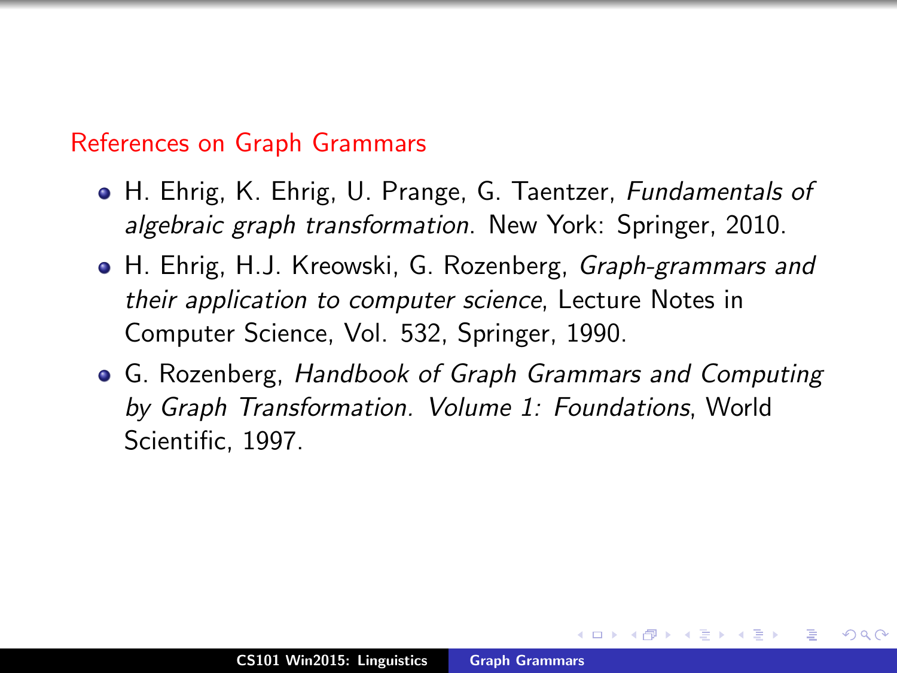## References on Graph Grammars

- H. Ehrig, K. Ehrig, U. Prange, G. Taentzer, *Fundamentals of algebraic graph transformation*. New York: Springer, 2010.
- H. Ehrig, H.J. Kreowski, G. Rozenberg, *Graph-grammars and their application to computer science*, Lecture Notes in Computer Science, Vol. 532, Springer, 1990.
- G. Rozenberg, *Handbook of Graph Grammars and Computing by Graph Transformation. Volume 1: Foundations*, World Scientific, 1997.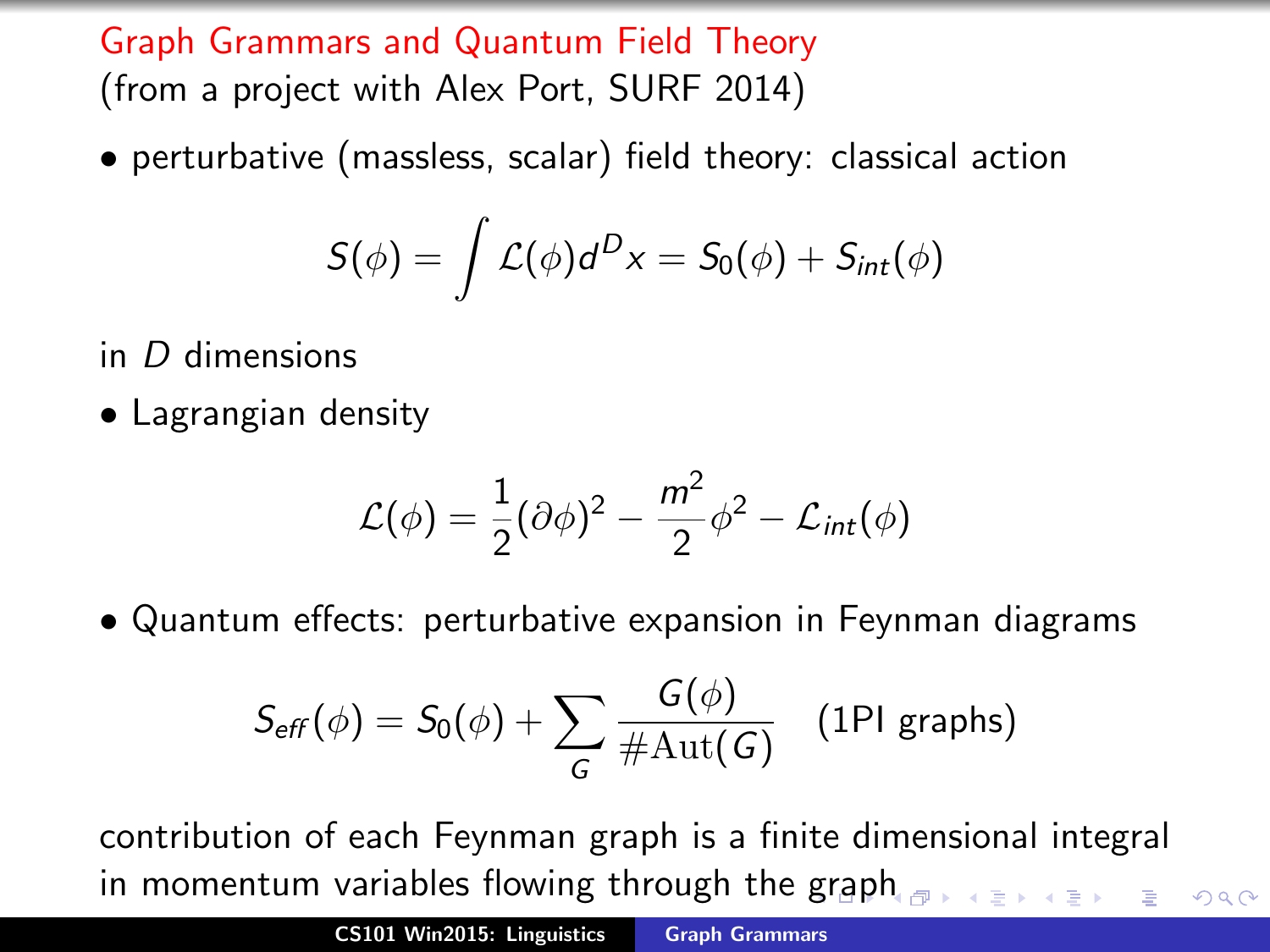## Graph Grammars and Quantum Field Theory

(from a project with Alex Port, SURF 2014)

- perturbative (massless, scalar) field theory: classical action

$$S(\phi) = \int \mathcal{L}(\phi) d^D x = S_0(\phi) + S_{int}(\phi)$$

in $D$ dimensions

- Lagrangian density

$$\mathcal{L}(\phi) = \frac{1}{2}(\partial\phi)^2 - \frac{m^2}{2}\phi^2 - \mathcal{L}_{int}(\phi)$$

- Quantum effects: perturbative expansion in Feynman diagrams

$$S_{eff}(\phi) = S_0(\phi) + \sum_G \frac{G(\phi)}{\#\mathrm{Aut}(G)} \quad \text{(1PI graphs)}$$

contribution of each Feynman graph is a finite dimensional integral in momentum variables flowing through the graph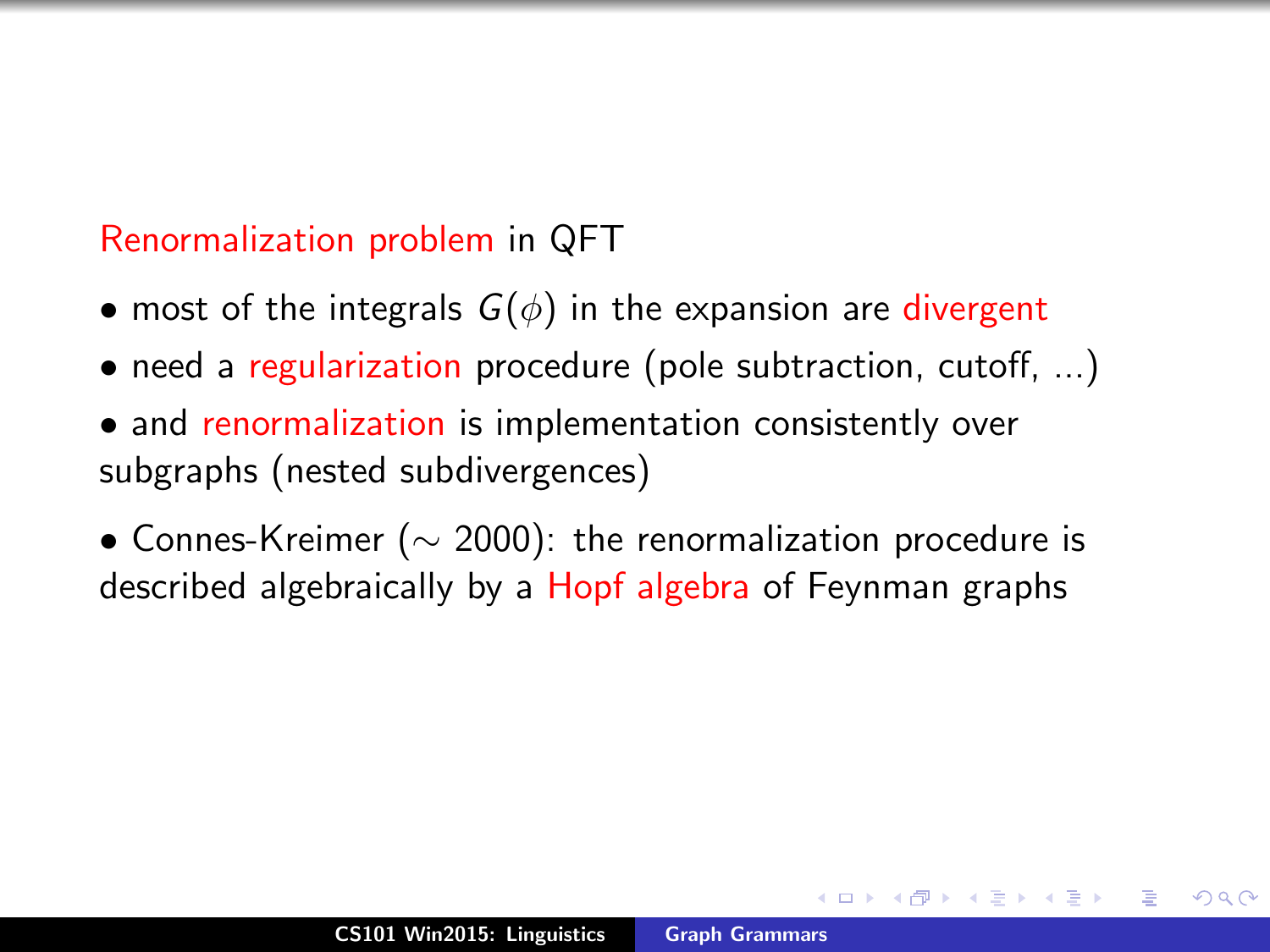Renormalization problem in QFT

- most of the integrals $G(\phi)$ in the expansion are divergent
- need a regularization procedure (pole subtraction, cutoff, ...)
- and renormalization is implementation consistently over subgraphs (nested subdivergences)
- Connes-Kreimer ($\sim$ 2000): the renormalization procedure is described algebraically by a Hopf algebra of Feynman graphs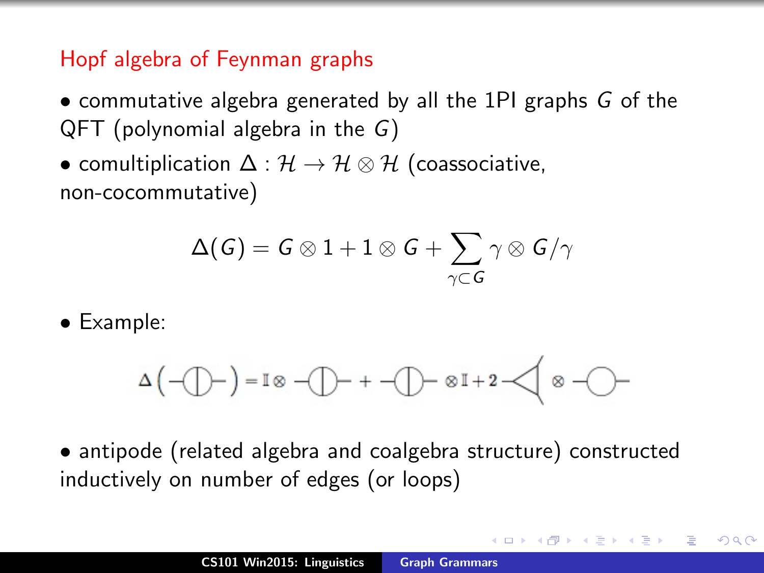## Hopf algebra of Feynman graphs

- commutative algebra generated by all the 1PI graphs $G$ of the QFT (polynomial algebra in the $G$)
- comultiplication $\Delta : \mathcal{H} \to \mathcal{H} \otimes \mathcal{H}$ (coassociative, non-cocommutative)

$$\Delta(G) = G \otimes 1 + 1 \otimes G + \sum_{\gamma \subset G} \gamma \otimes G/\gamma$$

- Example:

- antipode (related algebra and coalgebra structure) constructed inductively on number of edges (or loops)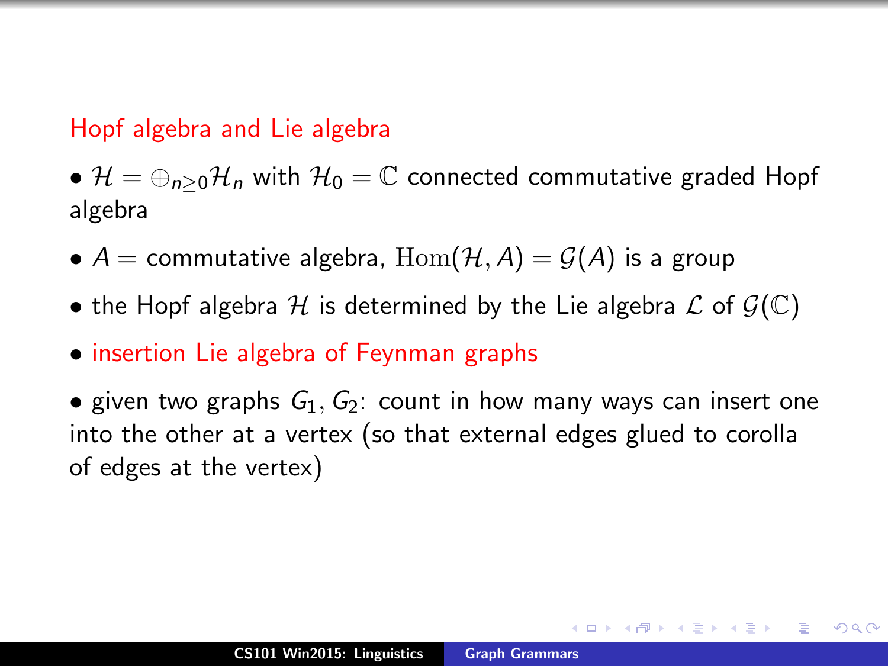## Hopf algebra and Lie algebra

- $\mathcal{H} = \oplus_{n \geq 0} \mathcal{H}_n$ with $\mathcal{H}_0 = \mathbb{C}$ connected commutative graded Hopf algebra
- $A =$ commutative algebra, $\mathrm{Hom}(\mathcal{H}, A) = \mathcal{G}(A)$ is a group
- the Hopf algebra $\mathcal{H}$ is determined by the Lie algebra $\mathcal{L}$ of $\mathcal{G}(\mathbb{C})$
- insertion Lie algebra of Feynman graphs
- given two graphs $G_1, G_2$: count in how many ways can insert one into the other at a vertex (so that external edges glued to corolla of edges at the vertex)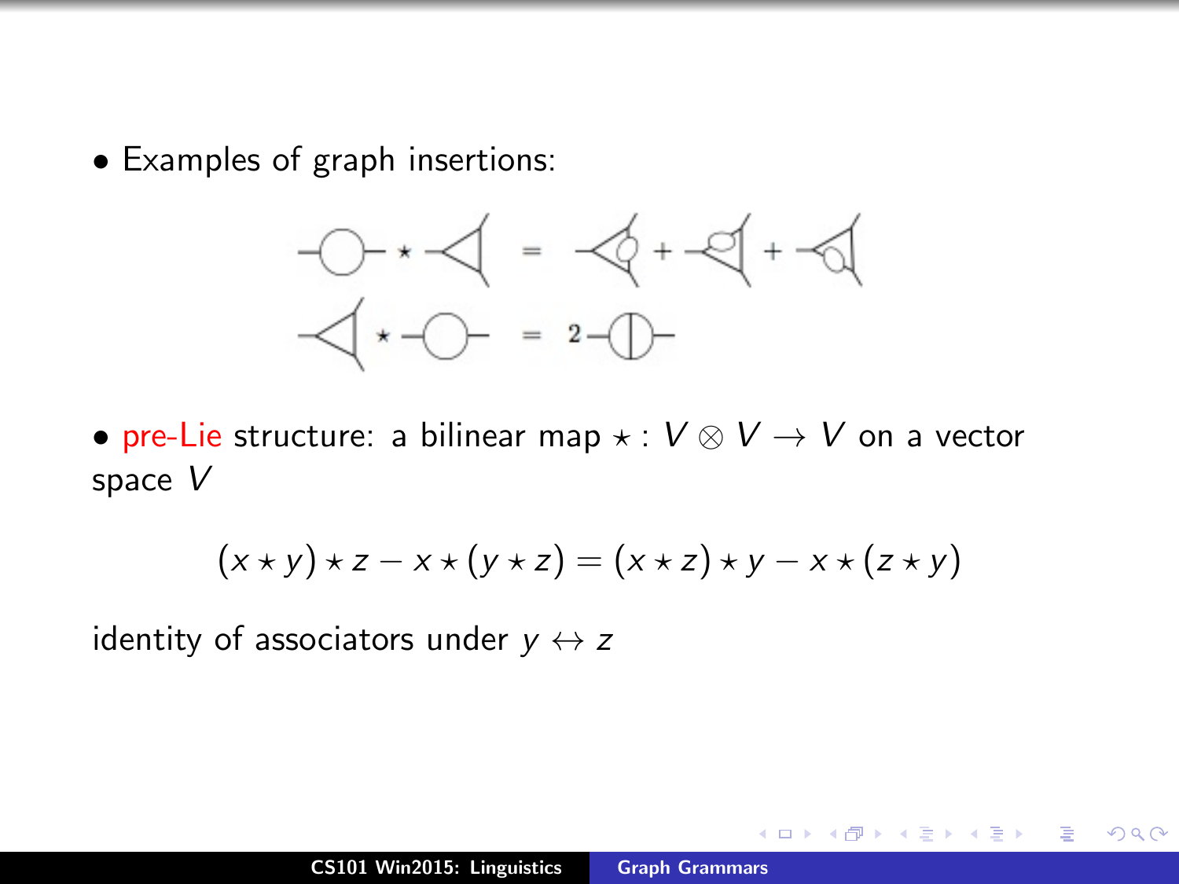- Examples of graph insertions:

- pre-Lie structure: a bilinear map $\star : V \otimes V \to V$ on a vector space $V$

$$(x \star y) \star z - x \star (y \star z) = (x \star z) \star y - x \star (z \star y)$$

identity of associators under $y \leftrightarrow z$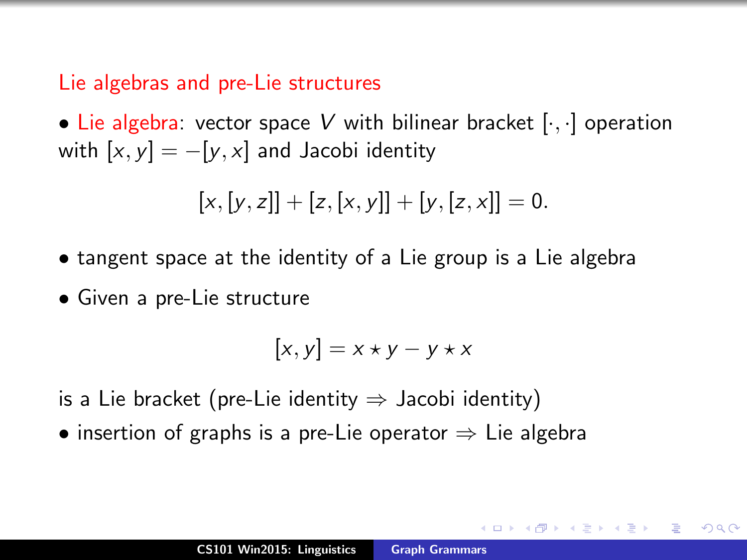## Lie algebras and pre-Lie structures

- **Lie algebra**: vector space $V$ with bilinear bracket $[\cdot,\cdot]$ operation with $[x,y] = -[y,x]$ and Jacobi identity

$$[x,[y,z]] + [z,[x,y]] + [y,[z,x]] = 0.$$

- tangent space at the identity of a Lie group is a Lie algebra
- Given a pre-Lie structure

$$[x,y] = x \star y - y \star x$$

is a Lie bracket (pre-Lie identity $\Rightarrow$ Jacobi identity)

- insertion of graphs is a pre-Lie operator $\Rightarrow$ Lie algebra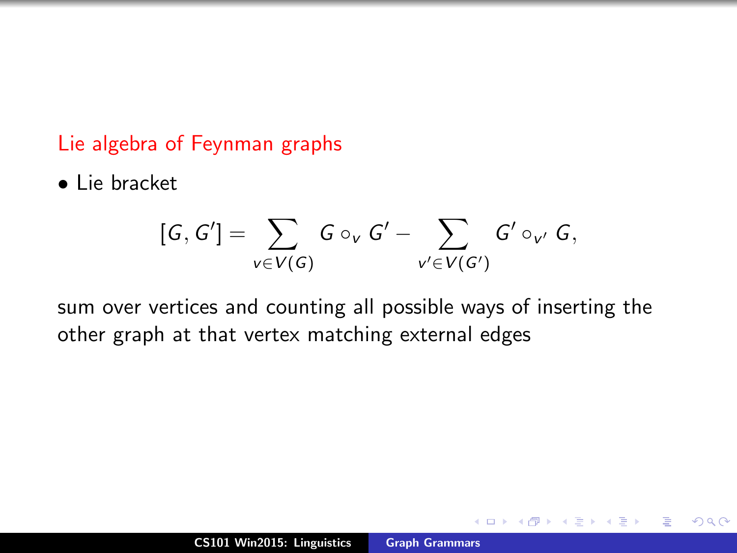## Lie algebra of Feynman graphs

- Lie bracket

$$[G, G'] = \sum_{v \in V(G)} G \circ_v G' - \sum_{v' \in V(G')} G' \circ_{v'} G,$$

sum over vertices and counting all possible ways of inserting the other graph at that vertex matching external edges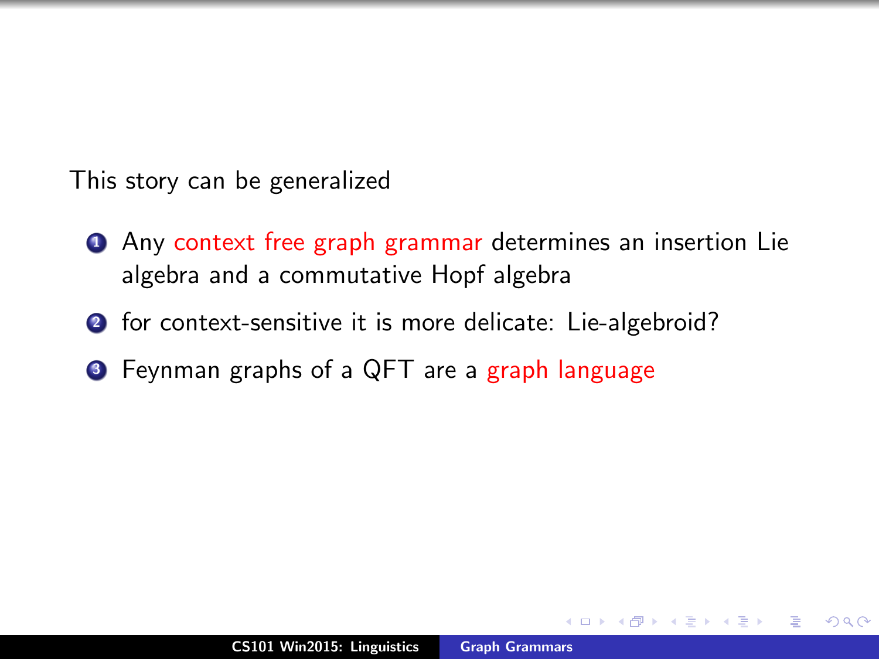This story can be generalized

1. Any context free graph grammar determines an insertion Lie algebra and a commutative Hopf algebra
2. for context-sensitive it is more delicate: Lie-algebroid?
3. Feynman graphs of a QFT are a graph language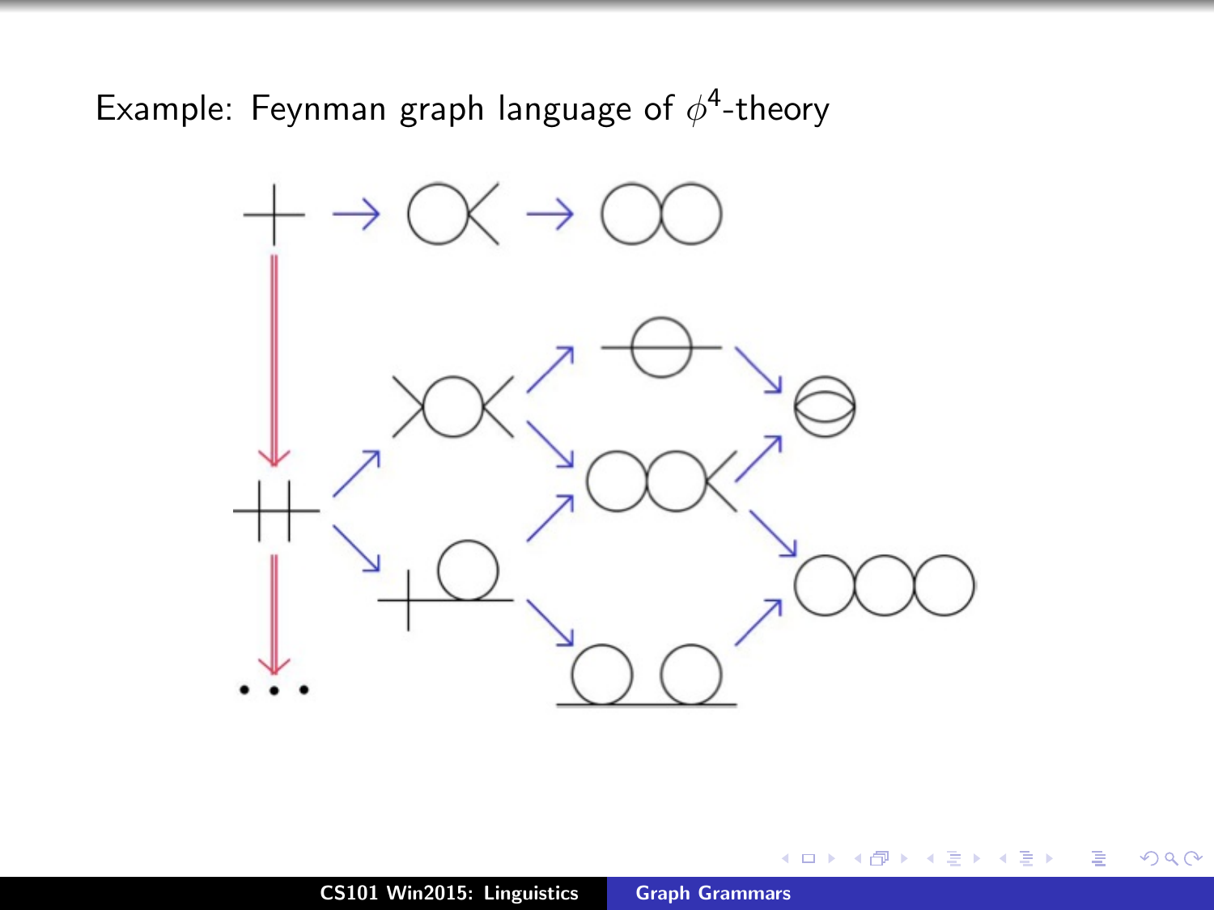Example: Feynman graph language of $\phi^4$-theory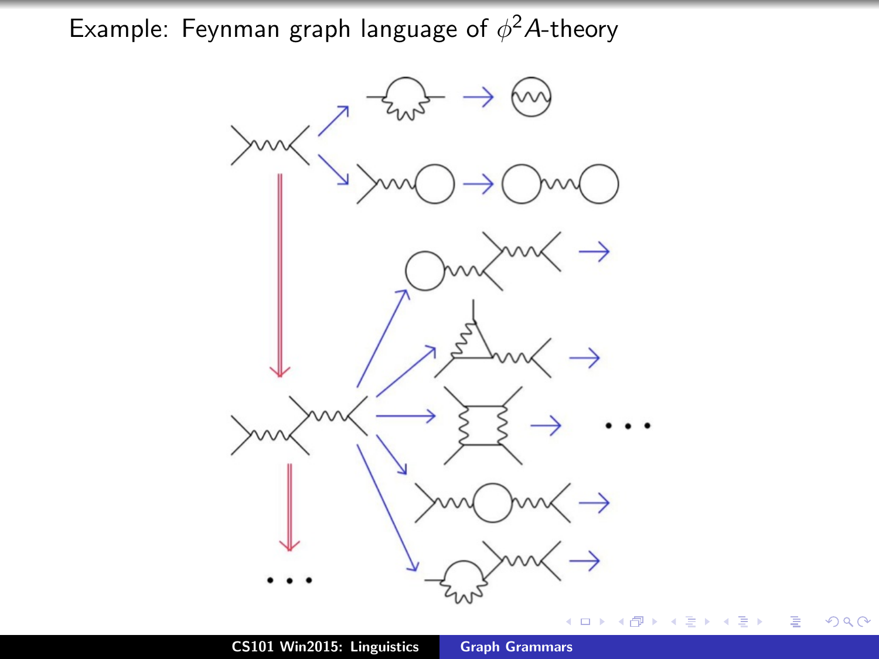# Example: Feynman graph language of $\phi^2 A$-theory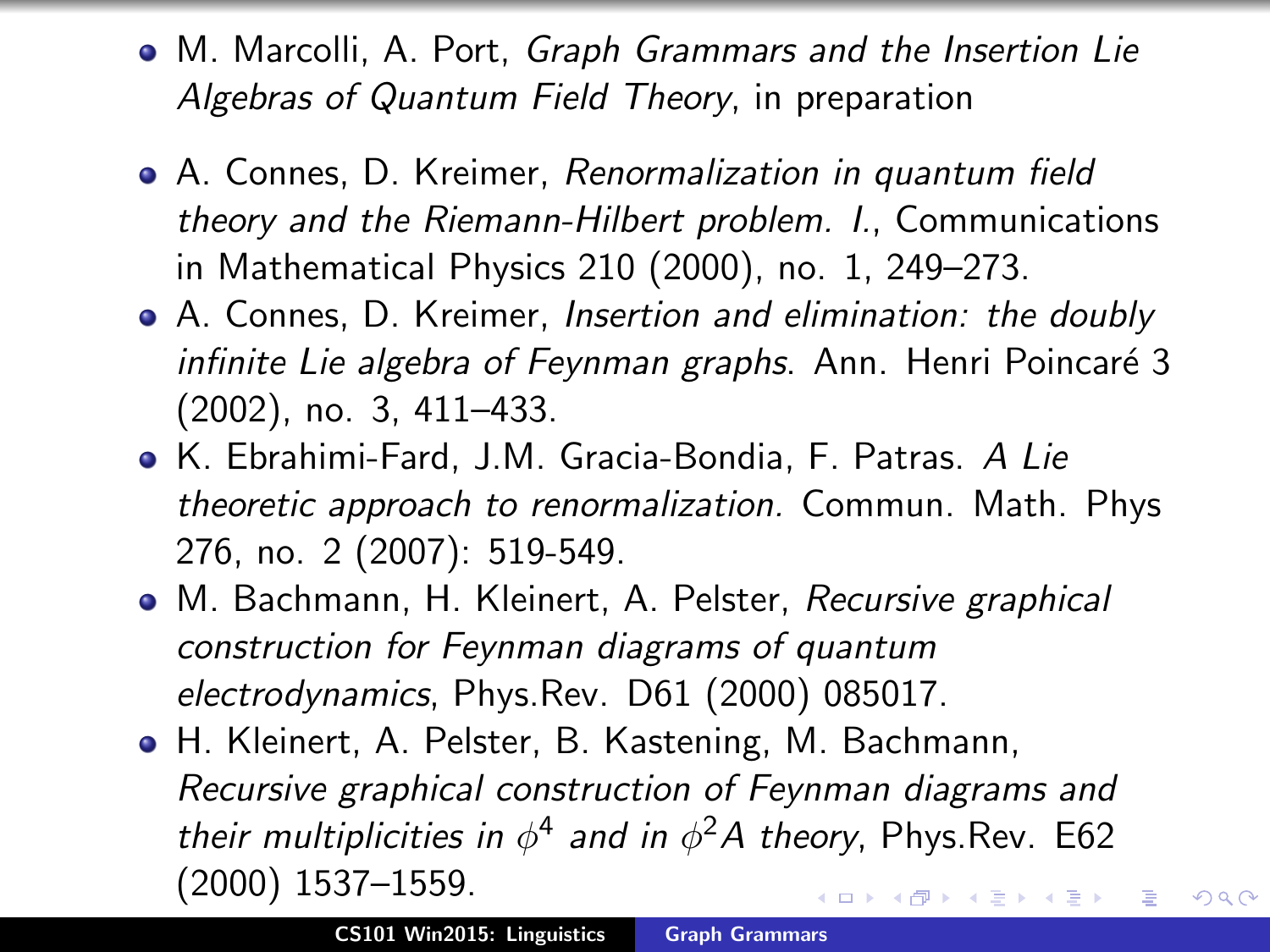- M. Marcolli, A. Port, *Graph Grammars and the Insertion Lie Algebras of Quantum Field Theory*, in preparation
- A. Connes, D. Kreimer, *Renormalization in quantum field theory and the Riemann-Hilbert problem. I.*, Communications in Mathematical Physics 210 (2000), no. 1, 249–273.
- A. Connes, D. Kreimer, *Insertion and elimination: the doubly infinite Lie algebra of Feynman graphs*. Ann. Henri Poincaré 3 (2002), no. 3, 411–433.
- K. Ebrahimi-Fard, J.M. Gracia-Bondia, F. Patras. *A Lie theoretic approach to renormalization.* Commun. Math. Phys 276, no. 2 (2007): 519-549.
- M. Bachmann, H. Kleinert, A. Pelster, *Recursive graphical construction for Feynman diagrams of quantum electrodynamics*, Phys.Rev. D61 (2000) 085017.
- H. Kleinert, A. Pelster, B. Kastening, M. Bachmann, *Recursive graphical construction of Feynman diagrams and their multiplicities in $\phi^4$ and in $\phi^2 A$ theory*, Phys.Rev. E62 (2000) 1537–1559.